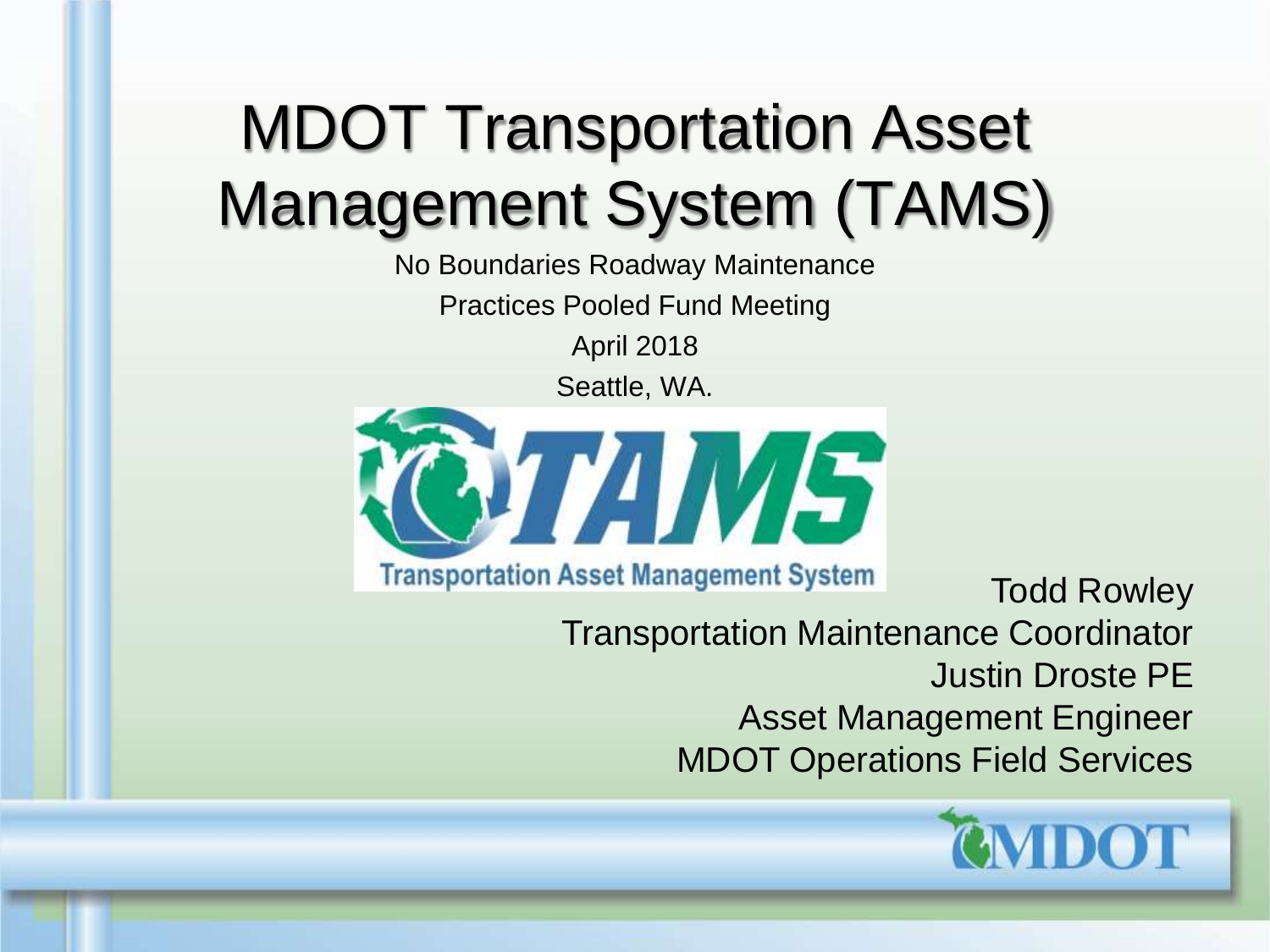# MDOT Transportation Asset Management System (TAMS)

No Boundaries Roadway Maintenance
Practices Pooled Fund Meeting
April 2018
Seattle, WA.

Todd Rowley
Transportation Maintenance Coordinator
Justin Droste PE
Asset Management Engineer
MDOT Operations Field Services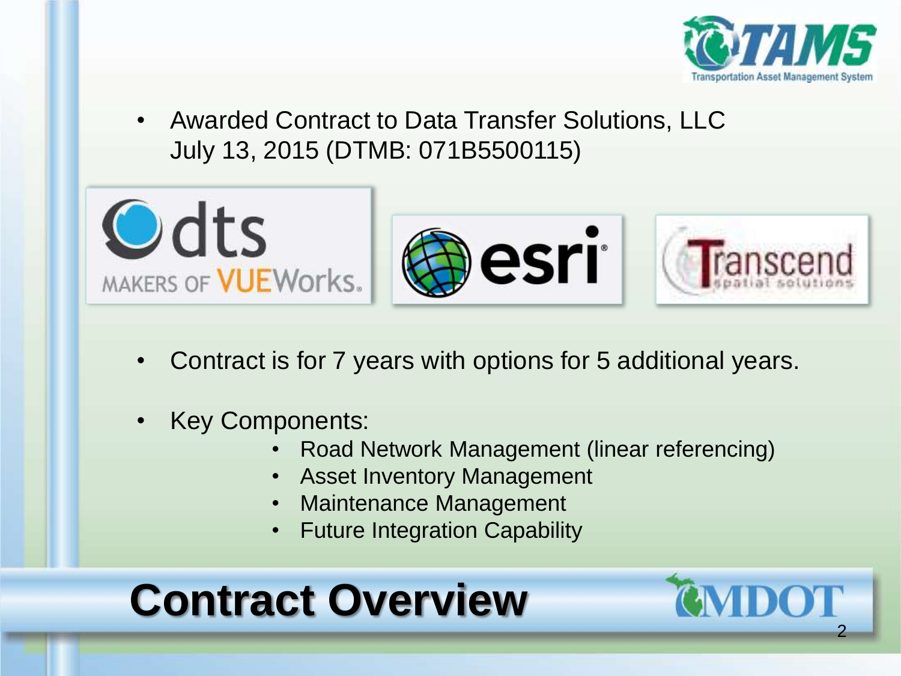# Contract Overview

- Awarded Contract to Data Transfer Solutions, LLC July 13, 2015 (DTMB: 071B5500115)

- Contract is for 7 years with options for 5 additional years.

- Key Components:
    - Road Network Management (linear referencing)
    - Asset Inventory Management
    - Maintenance Management
    - Future Integration Capability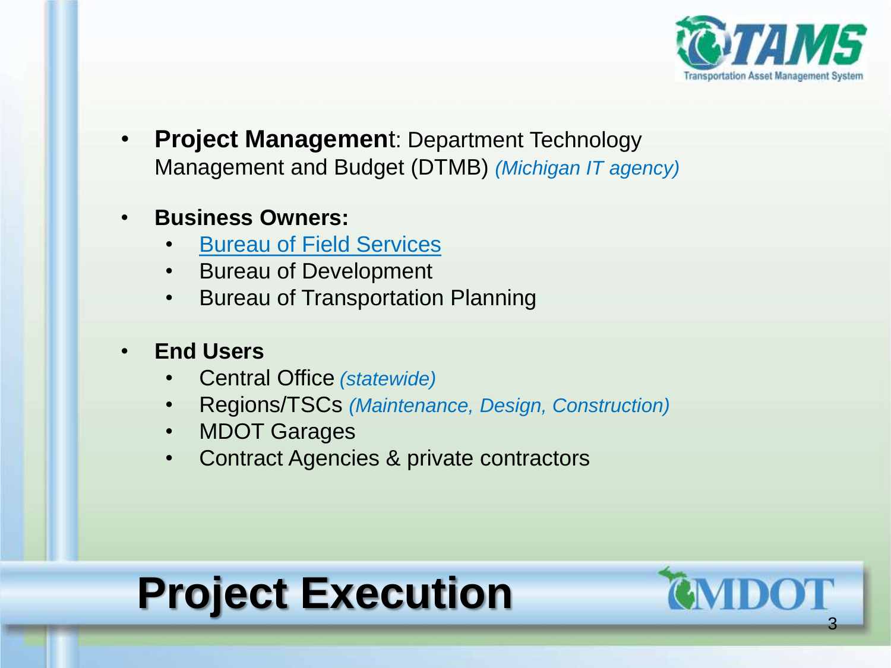# Project Execution

- **Project Management**: Department Technology Management and Budget (DTMB) *(Michigan IT agency)*

- **Business Owners:**
  - Bureau of Field Services
  - Bureau of Development
  - Bureau of Transportation Planning

- **End Users**
  - Central Office *(statewide)*
  - Regions/TSCs *(Maintenance, Design, Construction)*
  - MDOT Garages
  - Contract Agencies & private contractors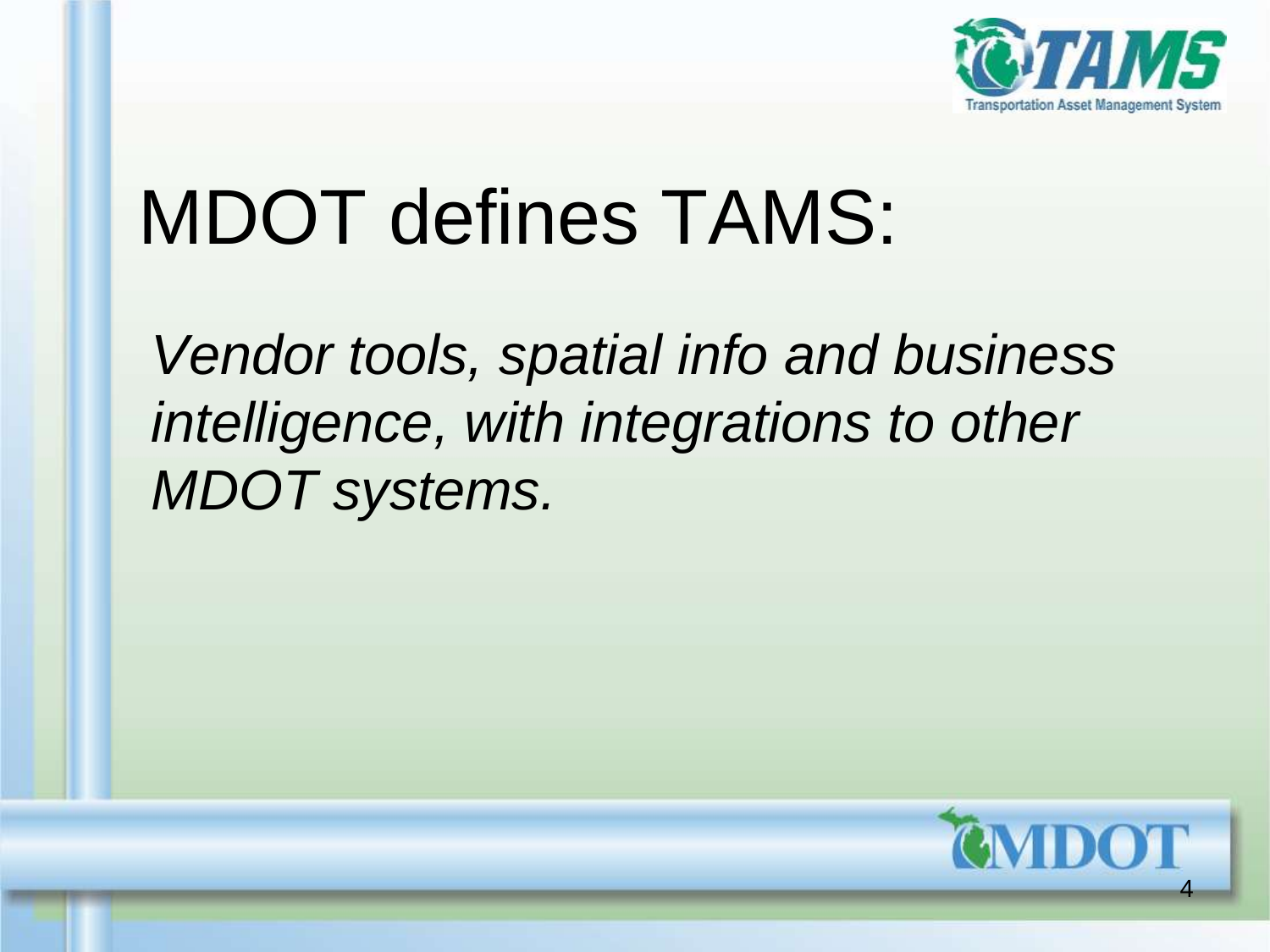# MDOT defines TAMS:

*Vendor tools, spatial info and business intelligence, with integrations to other MDOT systems.*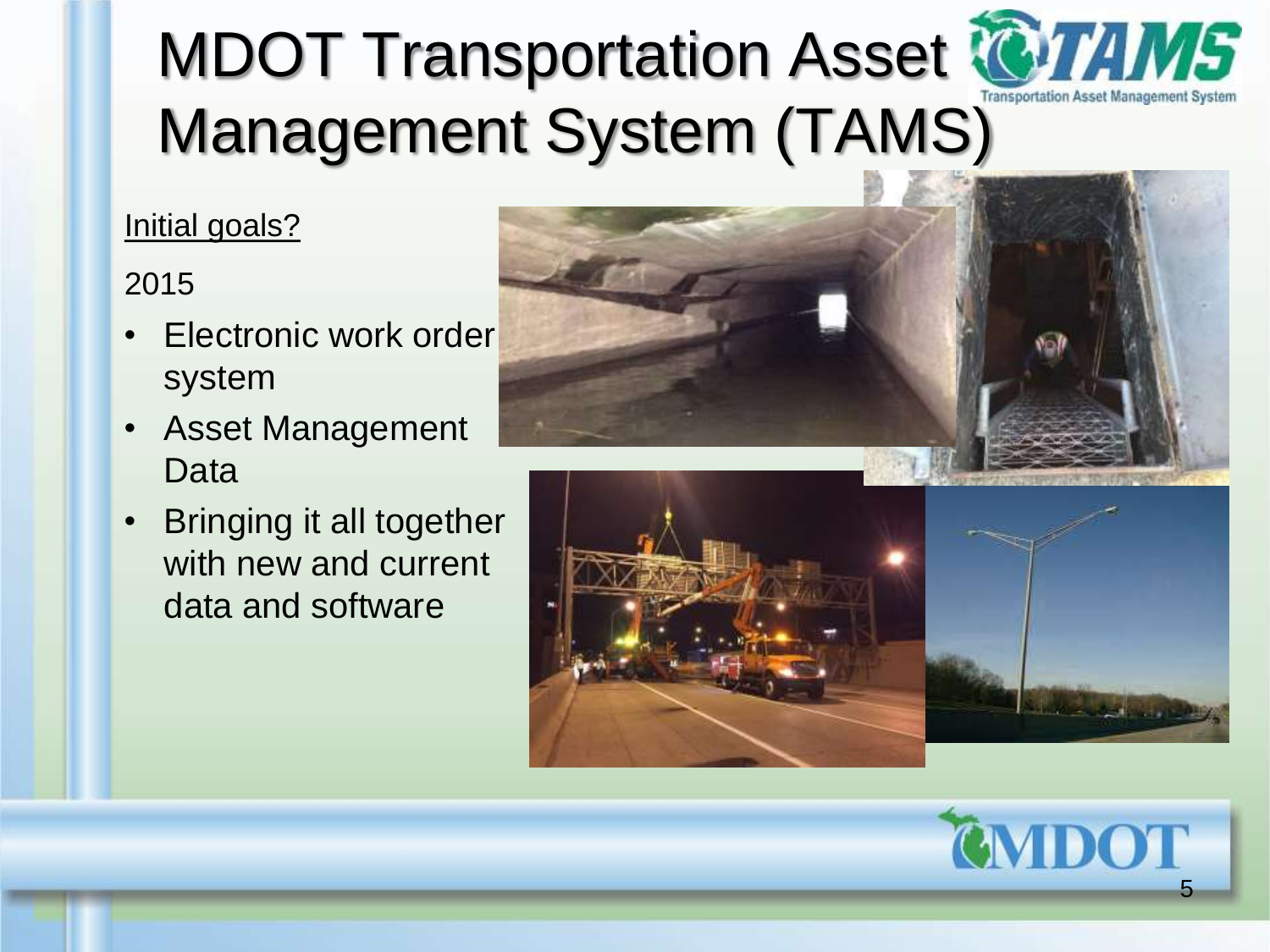# MDOT Transportation Asset Management System (TAMS)

Initial goals?

2015

- Electronic work order system
- Asset Management Data
- Bringing it all together with new and current data and software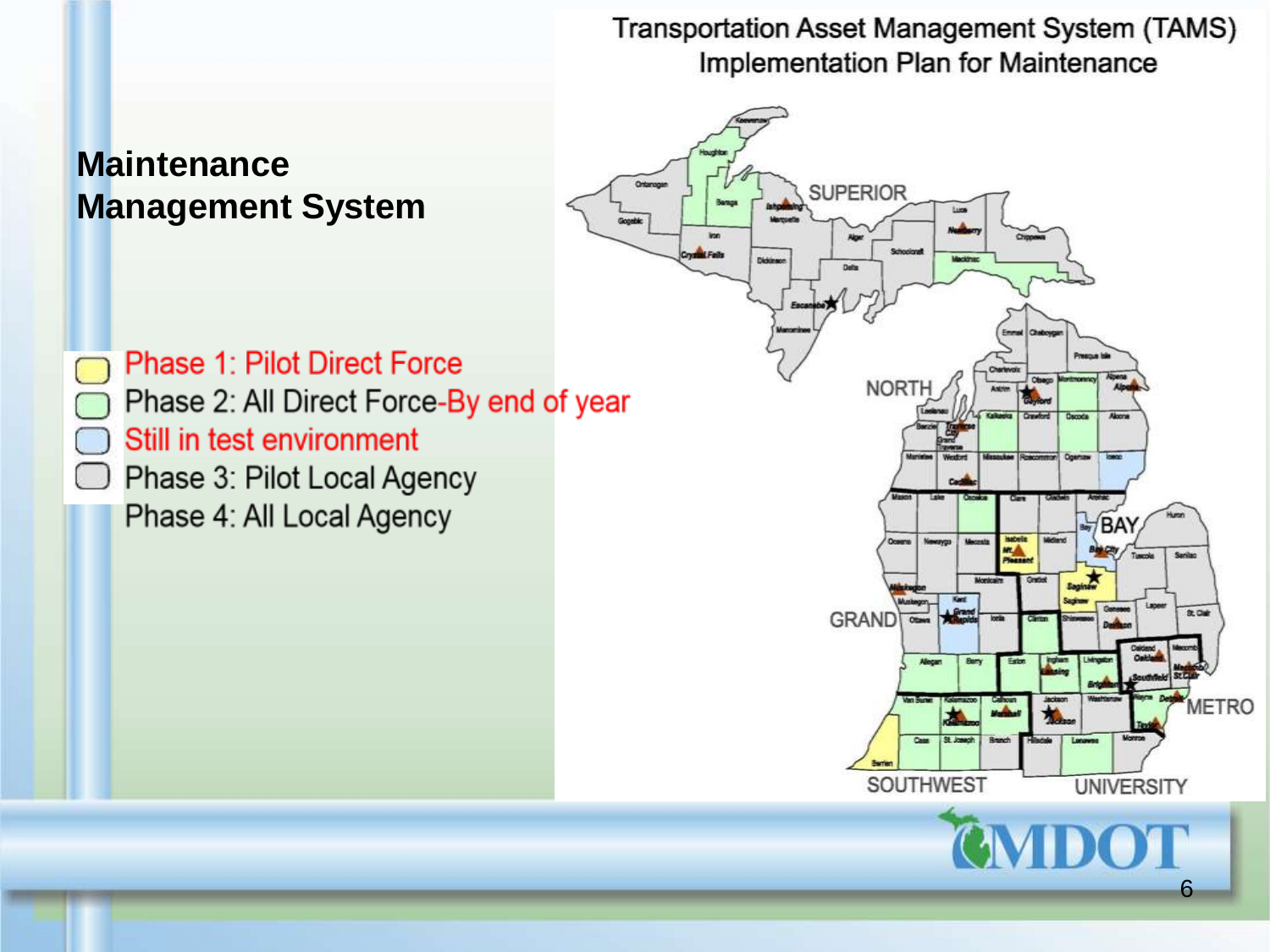# Maintenance Management System

- Phase 1: Pilot Direct Force
- Phase 2: All Direct Force-By end of year
- Still in test environment
- Phase 3: Pilot Local Agency
- Phase 4: All Local Agency

## Transportation Asset Management System (TAMS) Implementation Plan for Maintenance

SUPERIOR

NORTH

BAY

GRAND

METRO

SOUTHWEST

UNIVERSITY

MDOT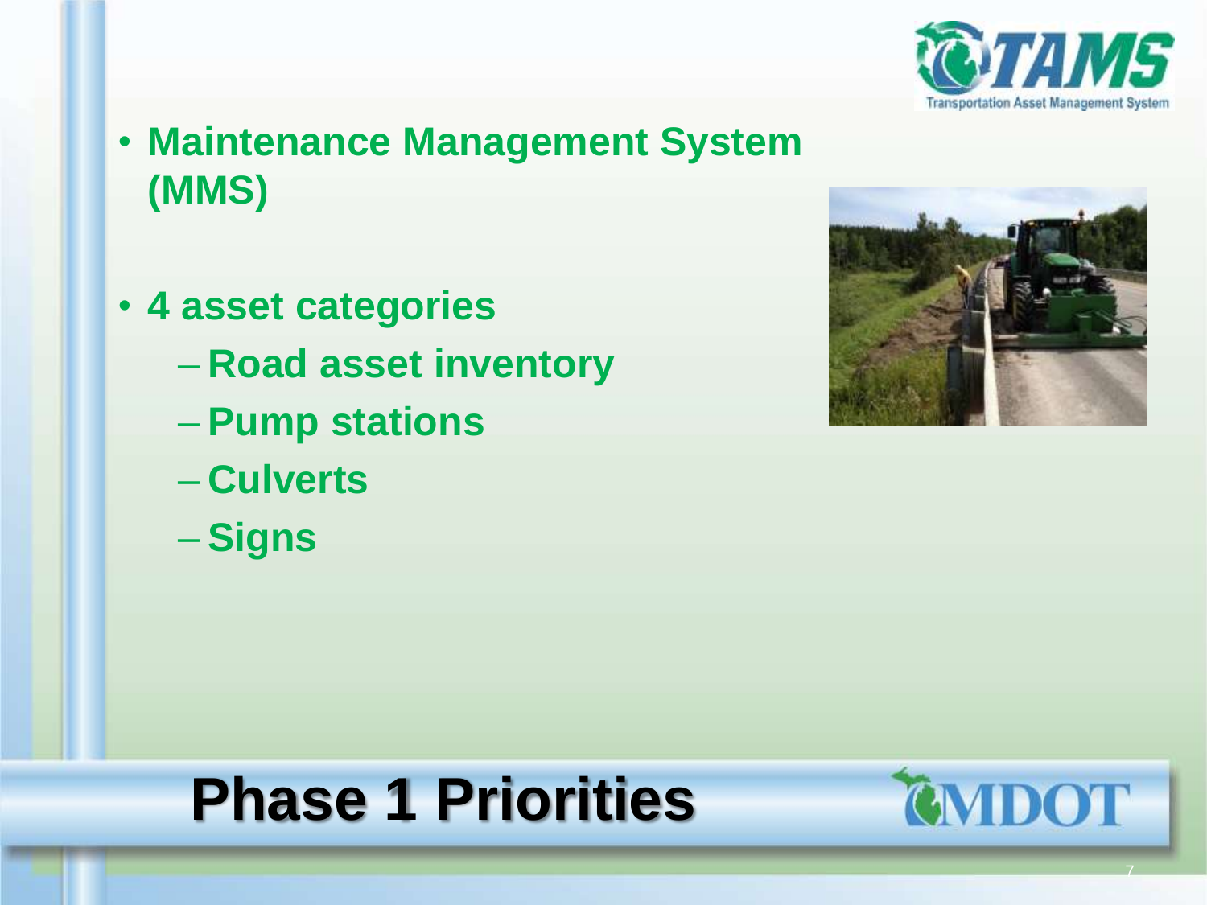# Phase 1 Priorities

- **Maintenance Management System (MMS)**
- **4 asset categories**
  - **Road asset inventory**
  - **Pump stations**
  - **Culverts**
  - **Signs**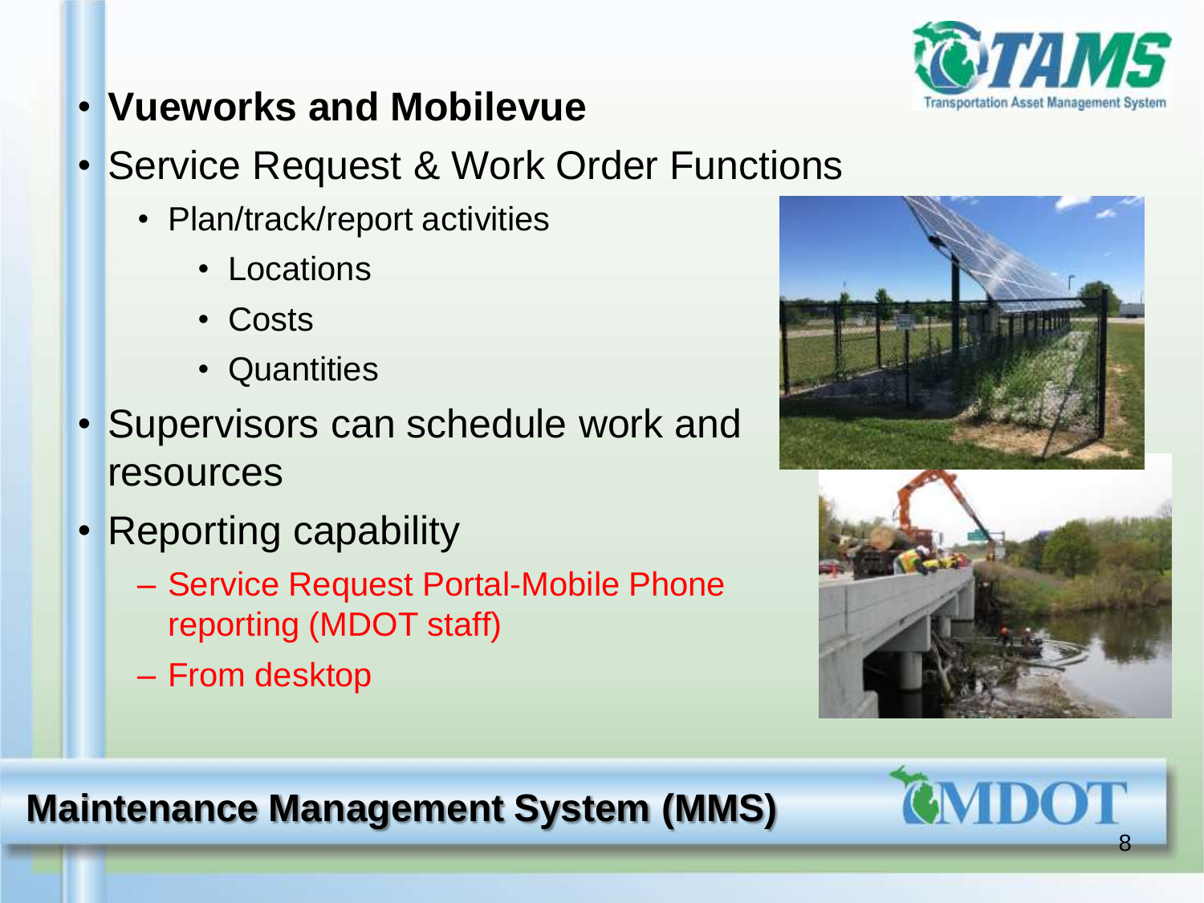# Maintenance Management System (MMS)

- **Vueworks and Mobilevue**
- Service Request & Work Order Functions
  - Plan/track/report activities
    - Locations
    - Costs
    - Quantities
- Supervisors can schedule work and resources
- Reporting capability
  - Service Request Portal-Mobile Phone reporting (MDOT staff)
  - From desktop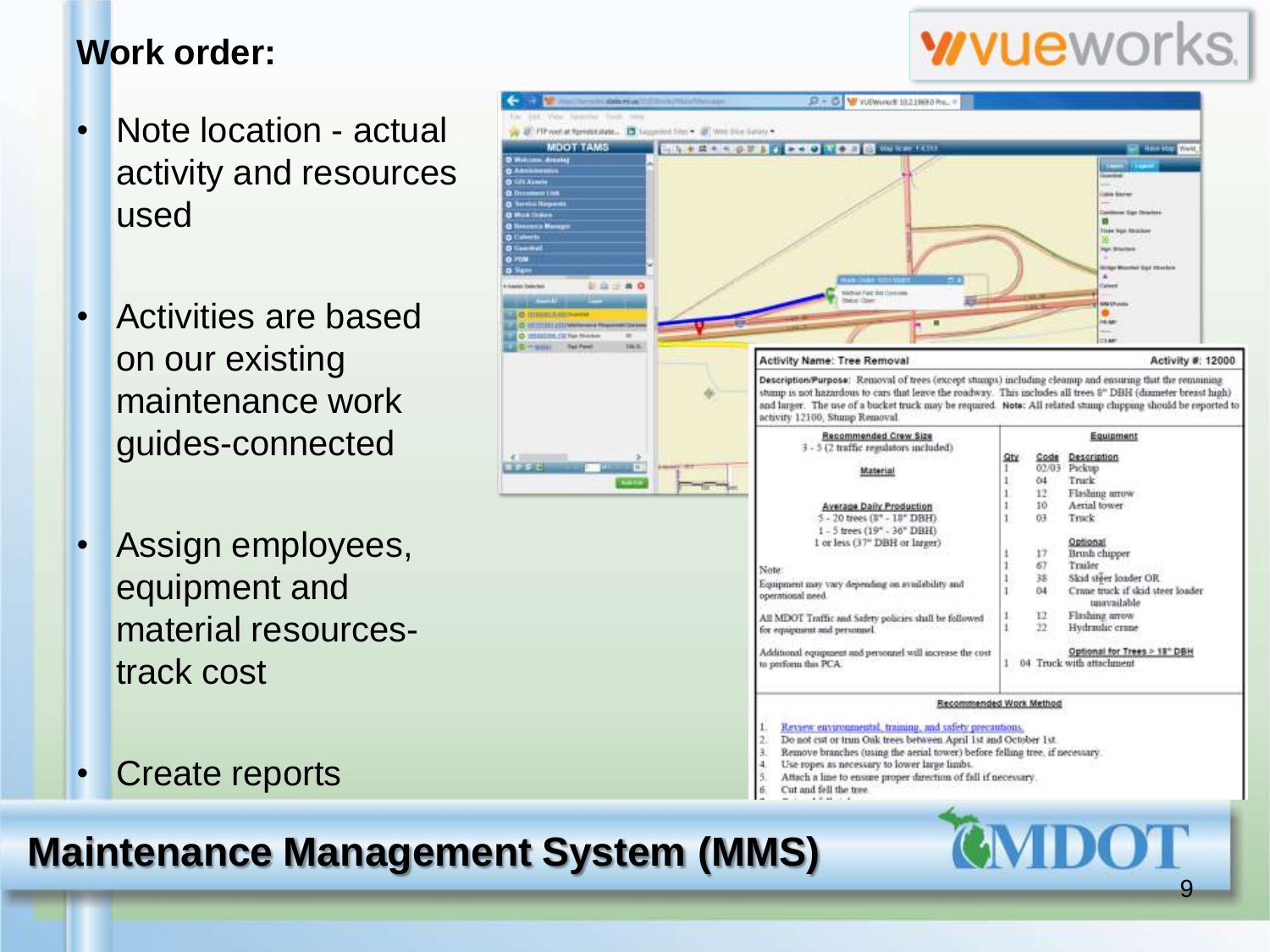## Work order:

- Note location - actual activity and resources used
- Activities are based on our existing maintenance work guides-connected
- Assign employees, equipment and material resources-track cost
- Create reports

**Activity Name: Tree Removal** — **Activity #: 12000**

**Description/Purpose:** Removal of trees (except stumps) including cleanup and ensuring that the remaining stump is not hazardous to cars that leave the roadway. This includes all trees 8" DBH (diameter breast high) and larger. The use of a bucket truck may be required. **Note:** All related stump chipping should be reported to activity 12100, Stump Removal.

**Recommended Crew Size**
3 - 5 (2 traffic regulators included)

**Material**

**Average Daily Production**
5 - 20 trees (8" - 18" DBH)
1 - 5 trees (19" - 36" DBH)
1 or less (37" DBH or larger)

Note:
Equipment may vary depending on availability and operational need.

All MDOT Traffic and Safety policies shall be followed for equipment and personnel.

Additional equipment and personnel will increase the cost to perform this PCA.

**Equipment**

| Qty | Code | Description |
|---|---|---|
| 1 | 02/03 | Pickup |
| 1 | 04 | Truck |
| 1 | 12 | Flashing arrow |
| 1 | 10 | Aerial tower |
| 1 | 03 | Truck |
| | | **Optional** |
| 1 | 17 | Brush chipper |
| 1 | 67 | Trailer |
| 1 | 38 | Skid steer loader OR |
| 1 | 04 | Crane truck if skid steer loader unavailable |
| 1 | 12 | Flashing arrow |
| 1 | 22 | Hydraulic crane |
| | | **Optional for Trees > 18" DBH** |
| 1 | 04 | Truck with attachment |

**Recommended Work Method**

1. Review environmental, training, and safety precautions.
2. Do not cut or trim Oak trees between April 1st and October 1st.
3. Remove branches (using the aerial tower) before felling tree, if necessary.
4. Use ropes as necessary to lower large limbs.
5. Attach a line to ensure proper direction of fall if necessary.
6. Cut and fell the tree.

## Maintenance Management System (MMS)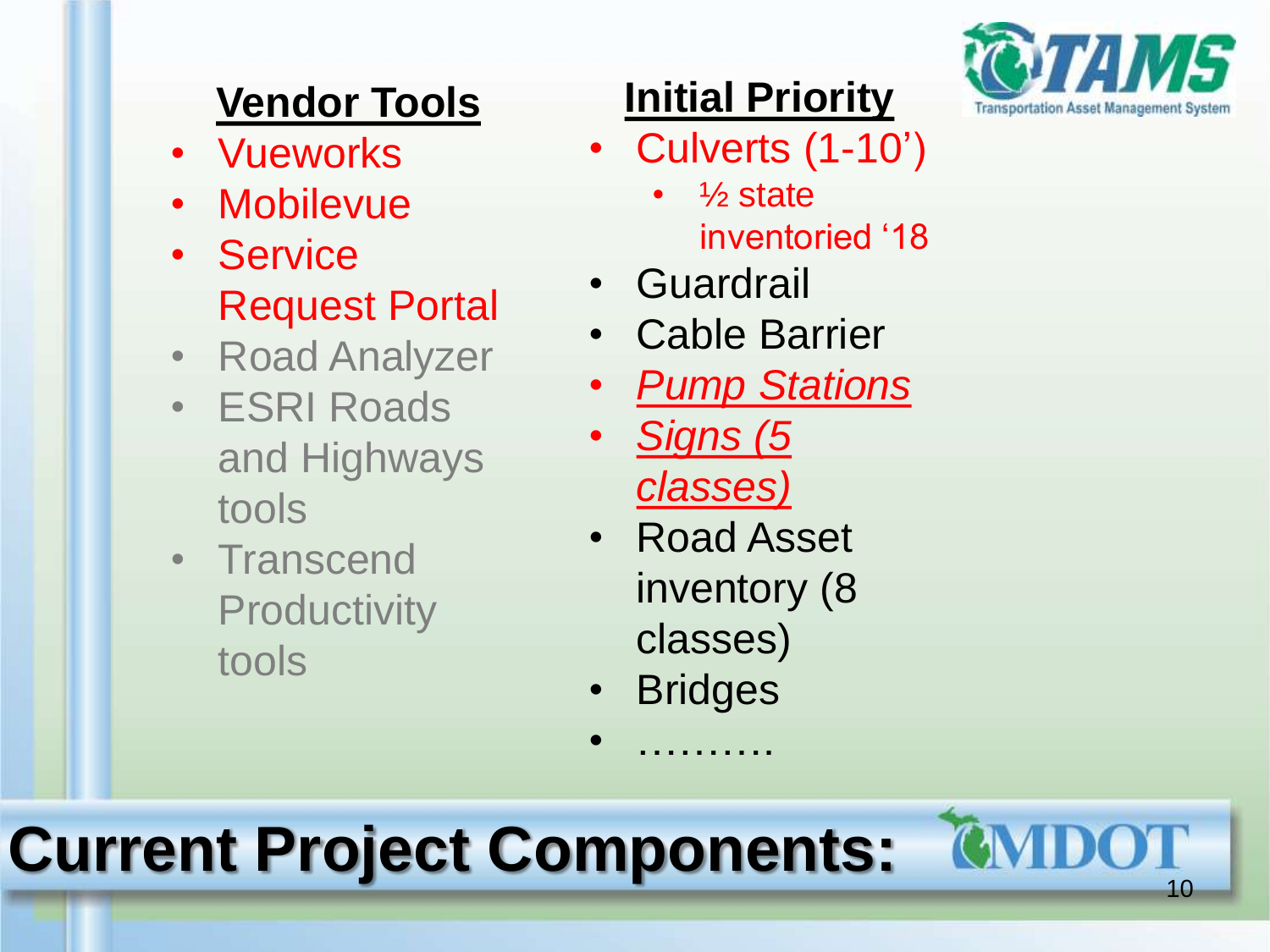# Current Project Components:

## Vendor Tools

- Vueworks
- Mobilevue
- Service Request Portal
- Road Analyzer
- ESRI Roads and Highways tools
- Transcend Productivity tools

## Initial Priority

- Culverts (1-10')
  - ½ state inventoried '18
- Guardrail
- Cable Barrier
- *Pump Stations*
- *Signs (5 classes)*
- Road Asset inventory (8 classes)
- Bridges
- ……….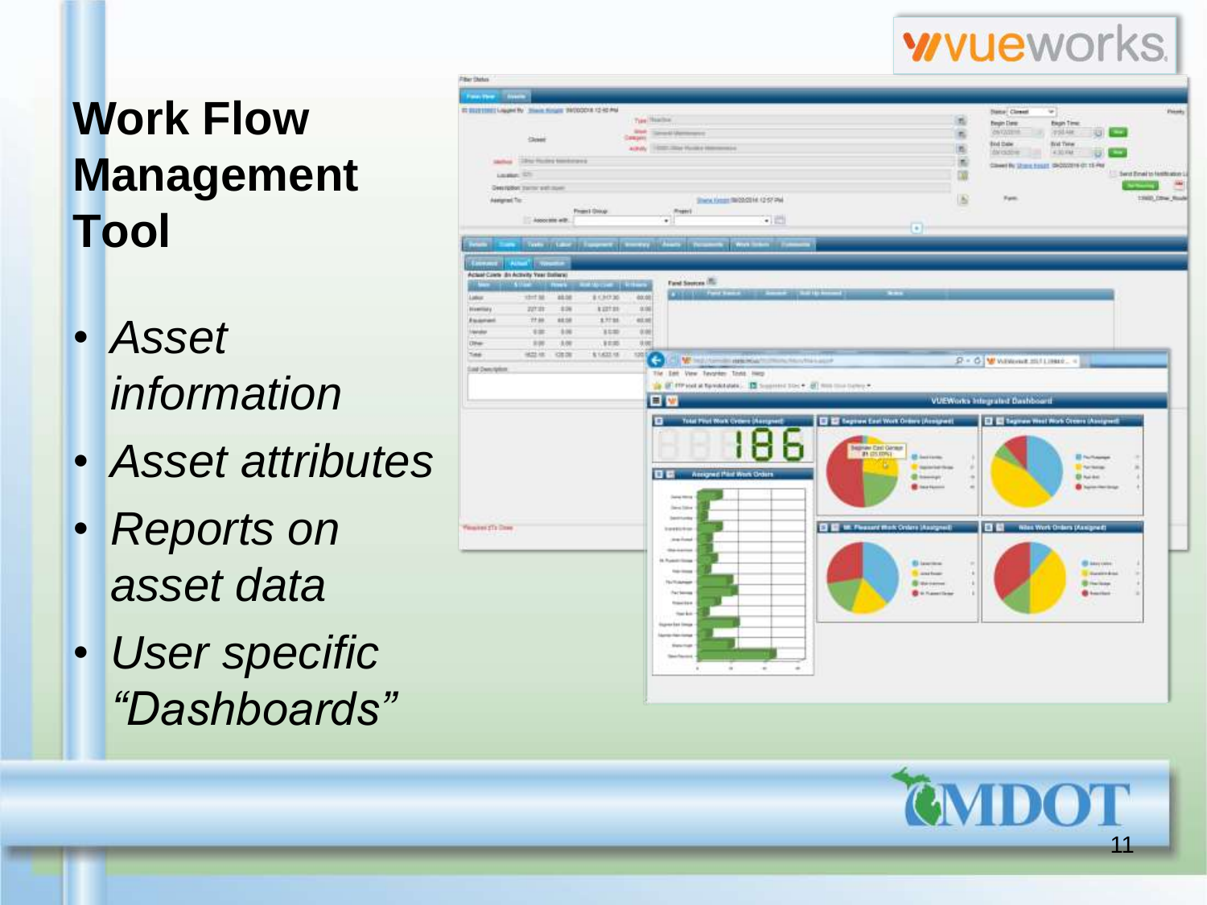# Work Flow Management Tool

- *Asset information*
- *Asset attributes*
- *Reports on asset data*
- *User specific "Dashboards"*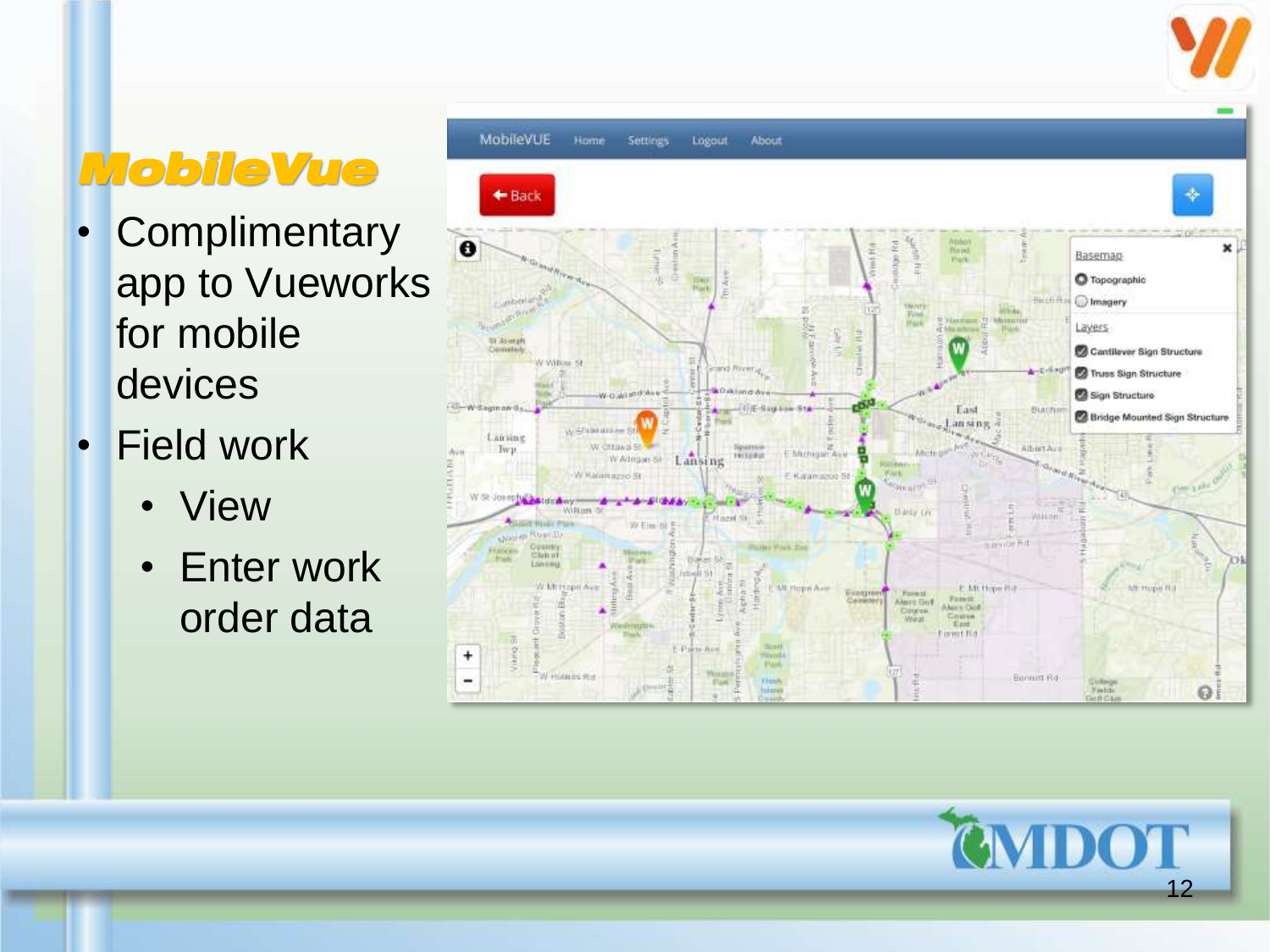# MobileVue

- Complimentary app to Vueworks for mobile devices
- Field work
  - View
  - Enter work order data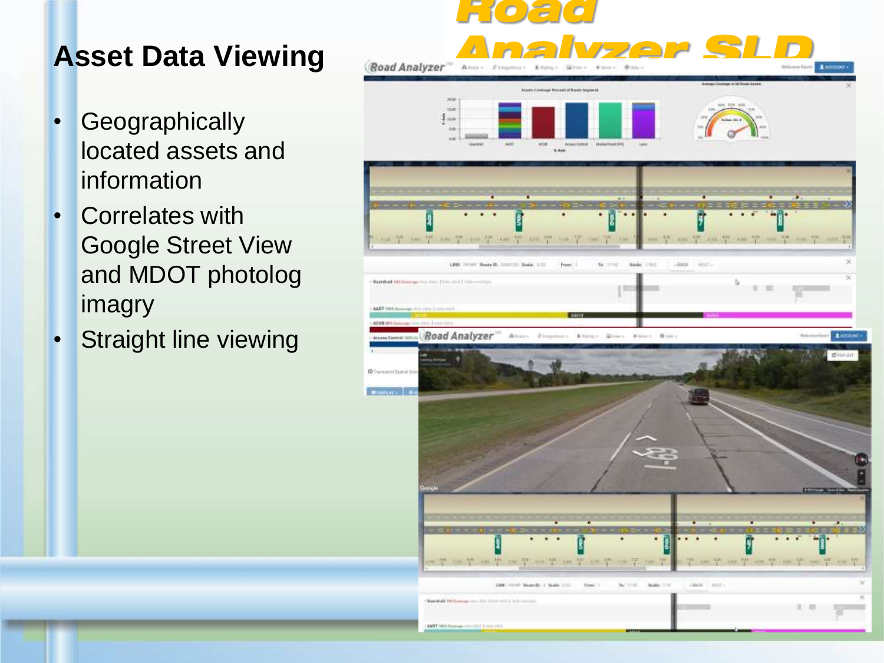# Asset Data Viewing

- Geographically located assets and information
- Correlates with Google Street View and MDOT photolog imagry
- Straight line viewing

Road Analyzer SLD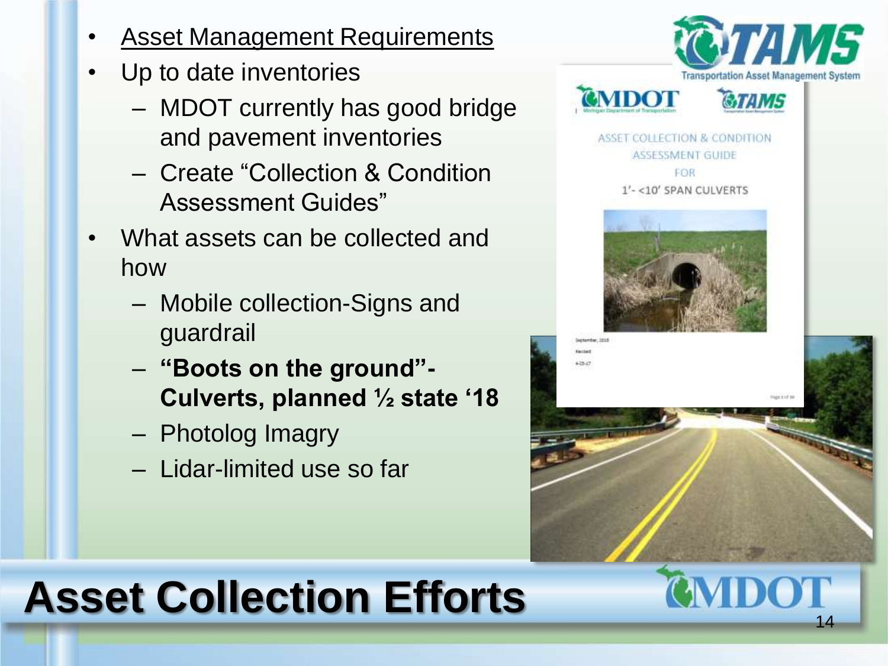# Asset Collection Efforts

- Asset Management Requirements
- Up to date inventories
  - MDOT currently has good bridge and pavement inventories
  - Create "Collection & Condition Assessment Guides"
- What assets can be collected and how
  - Mobile collection-Signs and guardrail
  - **"Boots on the ground"-Culverts, planned ½ state '18**
  - Photolog Imagry
  - Lidar-limited use so far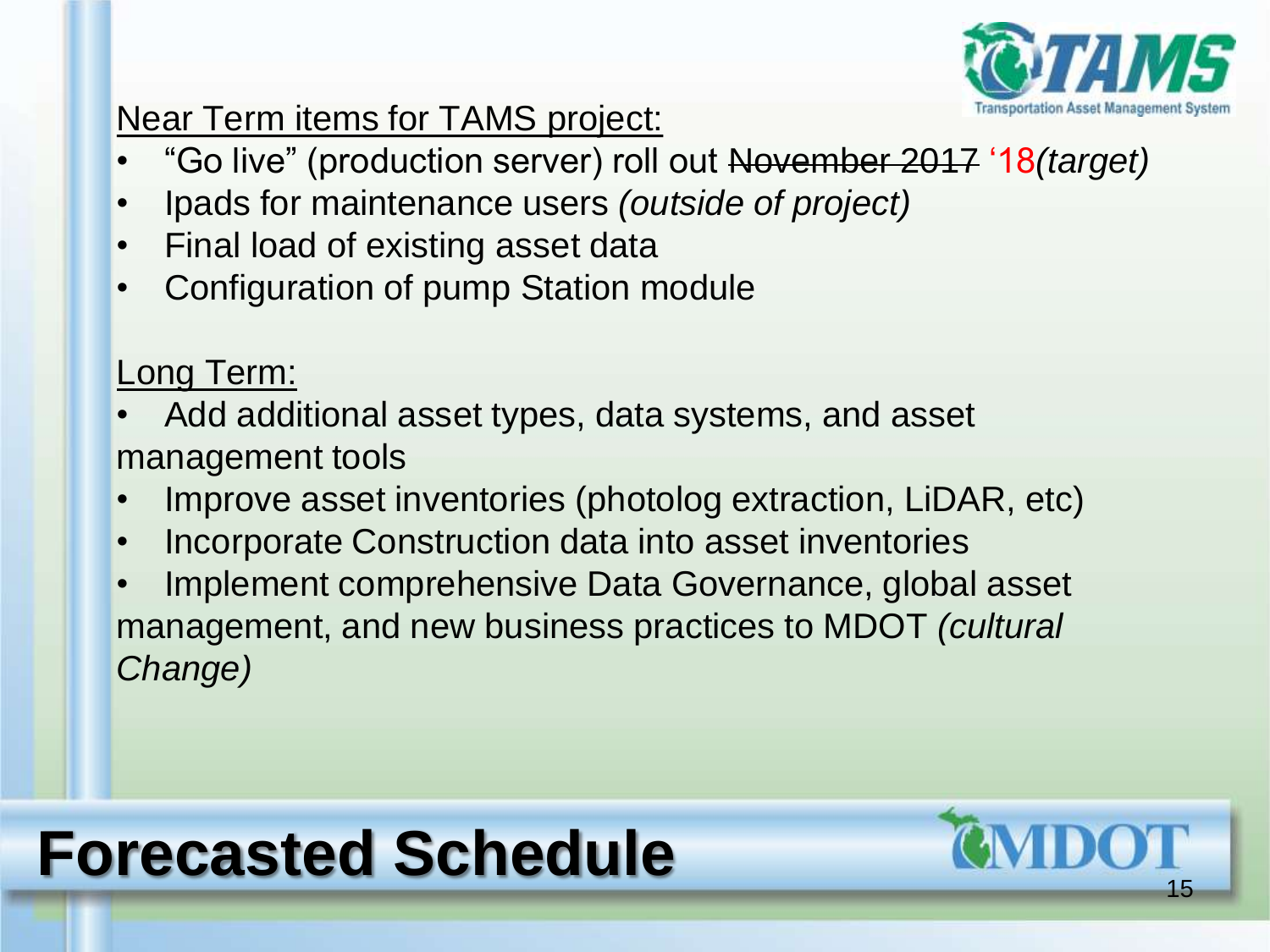# Forecasted Schedule

Near Term items for TAMS project:

- "Go live" (production server) roll out ~~November 2017~~ '18 *(target)*
- Ipads for maintenance users *(outside of project)*
- Final load of existing asset data
- Configuration of pump Station module

Long Term:

- Add additional asset types, data systems, and asset management tools
- Improve asset inventories (photolog extraction, LiDAR, etc)
- Incorporate Construction data into asset inventories
- Implement comprehensive Data Governance, global asset management, and new business practices to MDOT *(cultural Change)*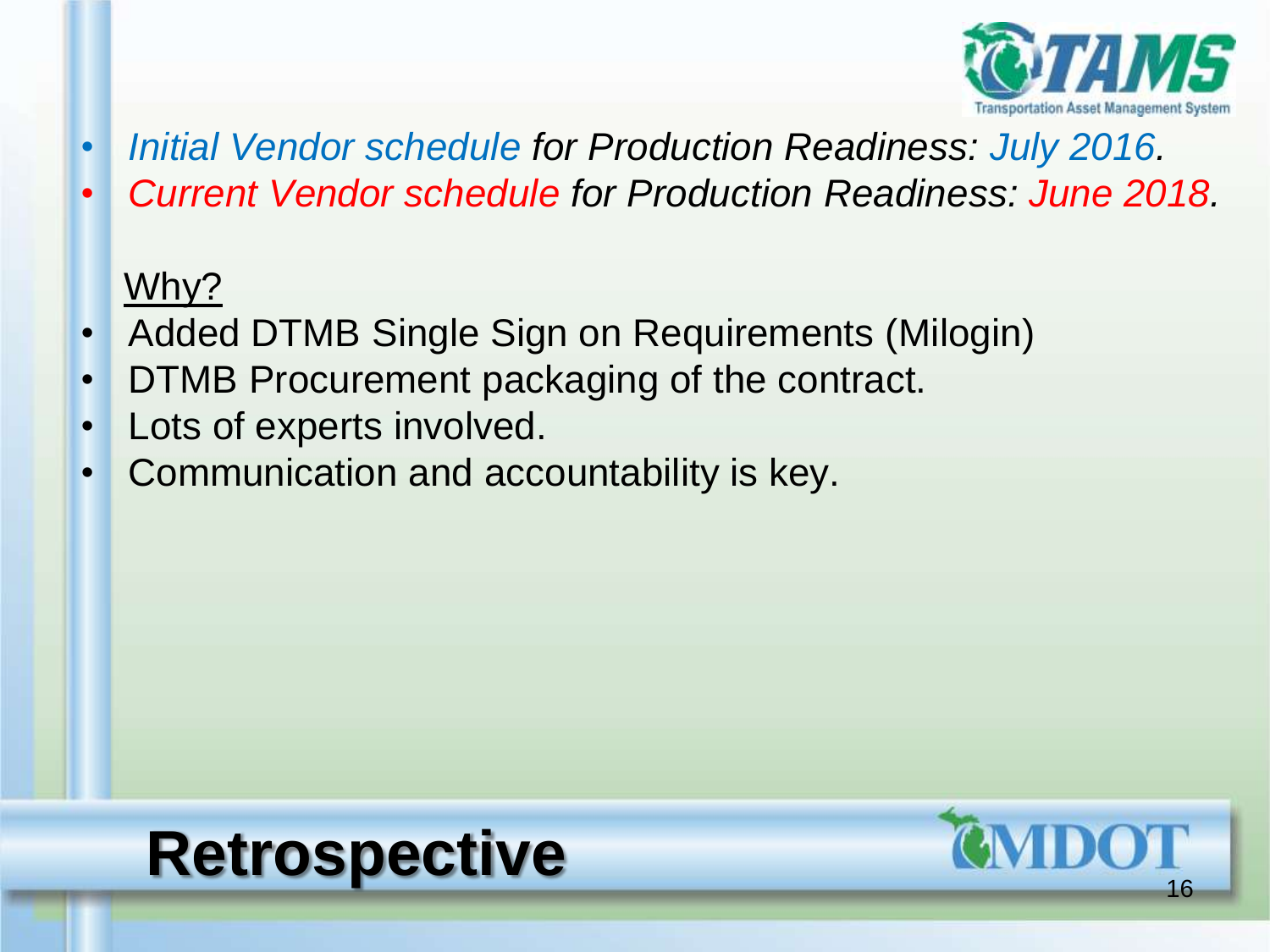- *Initial Vendor schedule for Production Readiness: July 2016.*
- *Current Vendor schedule for Production Readiness: June 2018.*

Why?

- Added DTMB Single Sign on Requirements (Milogin)
- DTMB Procurement packaging of the contract.
- Lots of experts involved.
- Communication and accountability is key.

# Retrospective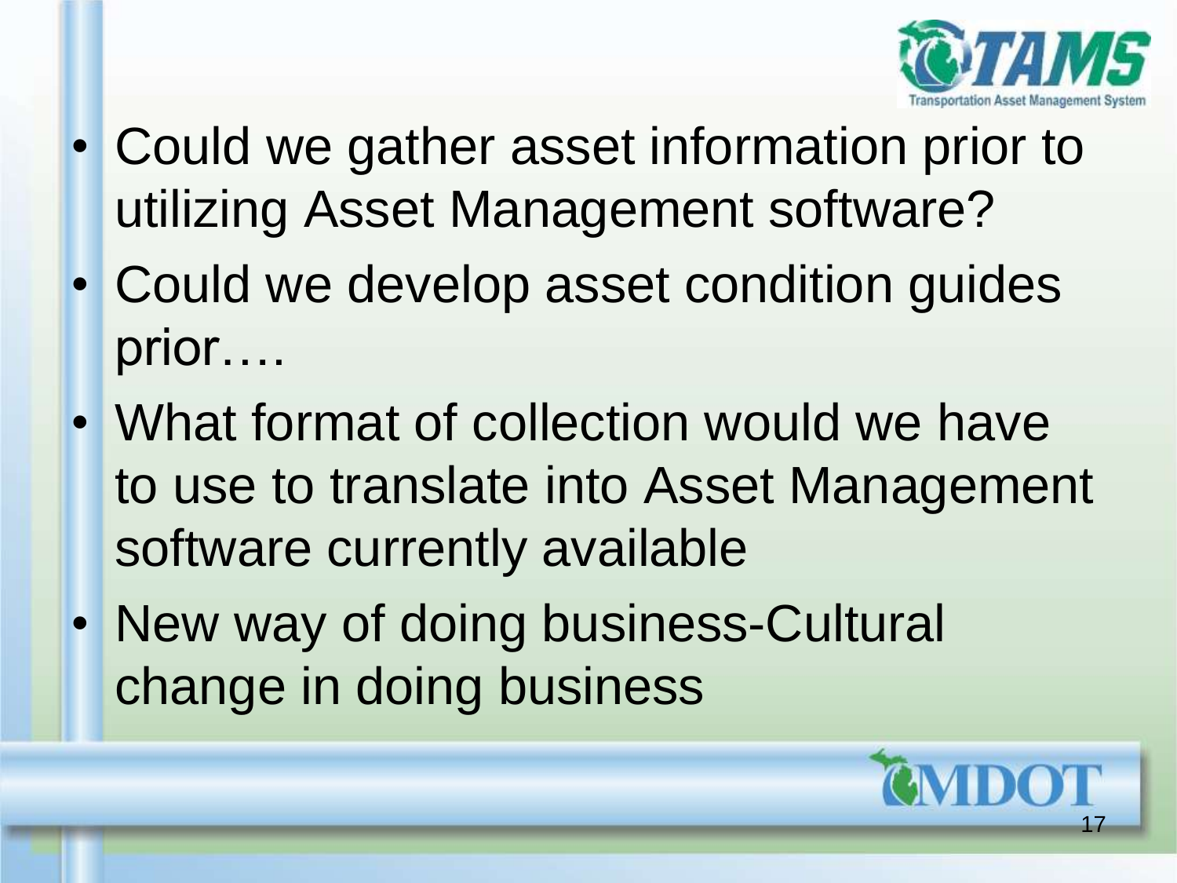- Could we gather asset information prior to utilizing Asset Management software?
- Could we develop asset condition guides prior….
- What format of collection would we have to use to translate into Asset Management software currently available
- New way of doing business-Cultural change in doing business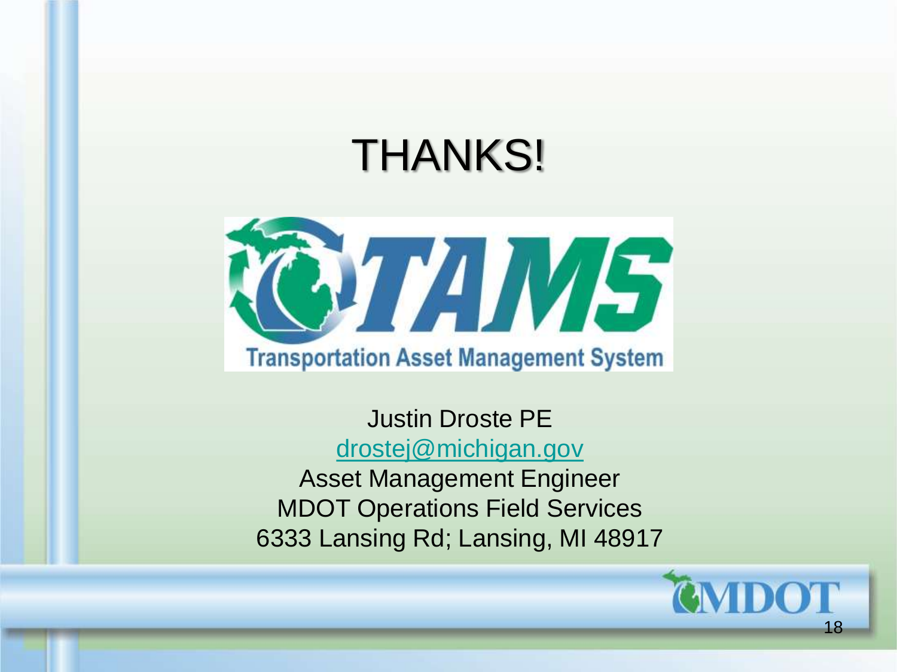# THANKS!

TAMS

Transportation Asset Management System

Justin Droste PE
drostej@michigan.gov
Asset Management Engineer
MDOT Operations Field Services
6333 Lansing Rd; Lansing, MI 48917